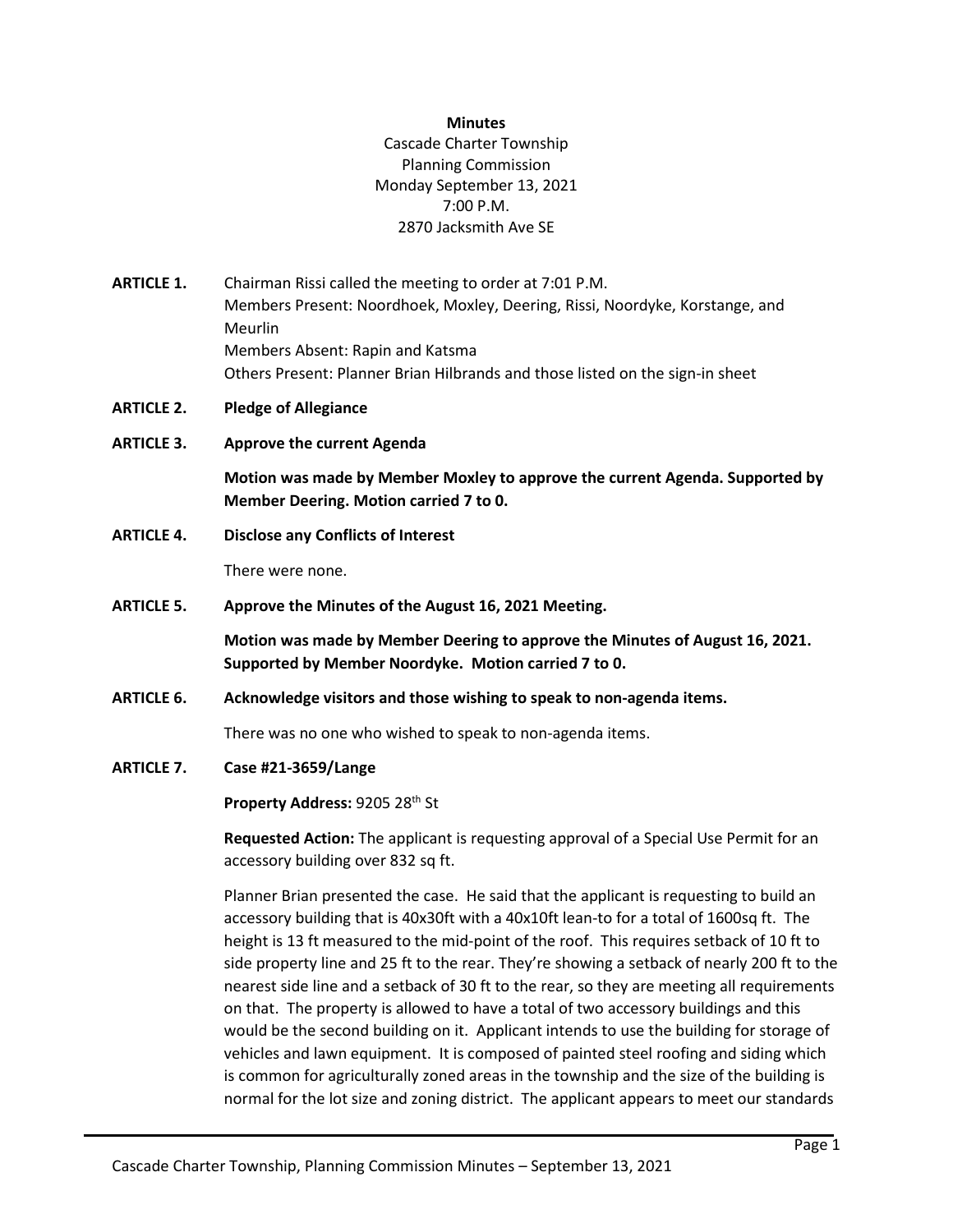**Minutes**

Cascade Charter Township
Planning Commission
Monday September 13, 2021
7:00 P.M.
2870 Jacksmith Ave SE

**ARTICLE 1.** Chairman Rissi called the meeting to order at 7:01 P.M.
Members Present: Noordhoek, Moxley, Deering, Rissi, Noordyke, Korstange, and Meurlin
Members Absent: Rapin and Katsma
Others Present: Planner Brian Hilbrands and those listed on the sign-in sheet

**ARTICLE 2. Pledge of Allegiance**

**ARTICLE 3. Approve the current Agenda**

**Motion was made by Member Moxley to approve the current Agenda. Supported by Member Deering. Motion carried 7 to 0.**

**ARTICLE 4. Disclose any Conflicts of Interest**

There were none.

**ARTICLE 5. Approve the Minutes of the August 16, 2021 Meeting.**

**Motion was made by Member Deering to approve the Minutes of August 16, 2021. Supported by Member Noordyke. Motion carried 7 to 0.**

**ARTICLE 6. Acknowledge visitors and those wishing to speak to non-agenda items.**

There was no one who wished to speak to non-agenda items.

**ARTICLE 7. Case #21-3659/Lange**

**Property Address:** 9205 28th St

**Requested Action:** The applicant is requesting approval of a Special Use Permit for an accessory building over 832 sq ft.

Planner Brian presented the case. He said that the applicant is requesting to build an accessory building that is 40x30ft with a 40x10ft lean-to for a total of 1600sq ft. The height is 13 ft measured to the mid-point of the roof. This requires setback of 10 ft to side property line and 25 ft to the rear. They're showing a setback of nearly 200 ft to the nearest side line and a setback of 30 ft to the rear, so they are meeting all requirements on that. The property is allowed to have a total of two accessory buildings and this would be the second building on it. Applicant intends to use the building for storage of vehicles and lawn equipment. It is composed of painted steel roofing and siding which is common for agriculturally zoned areas in the township and the size of the building is normal for the lot size and zoning district. The applicant appears to meet our standards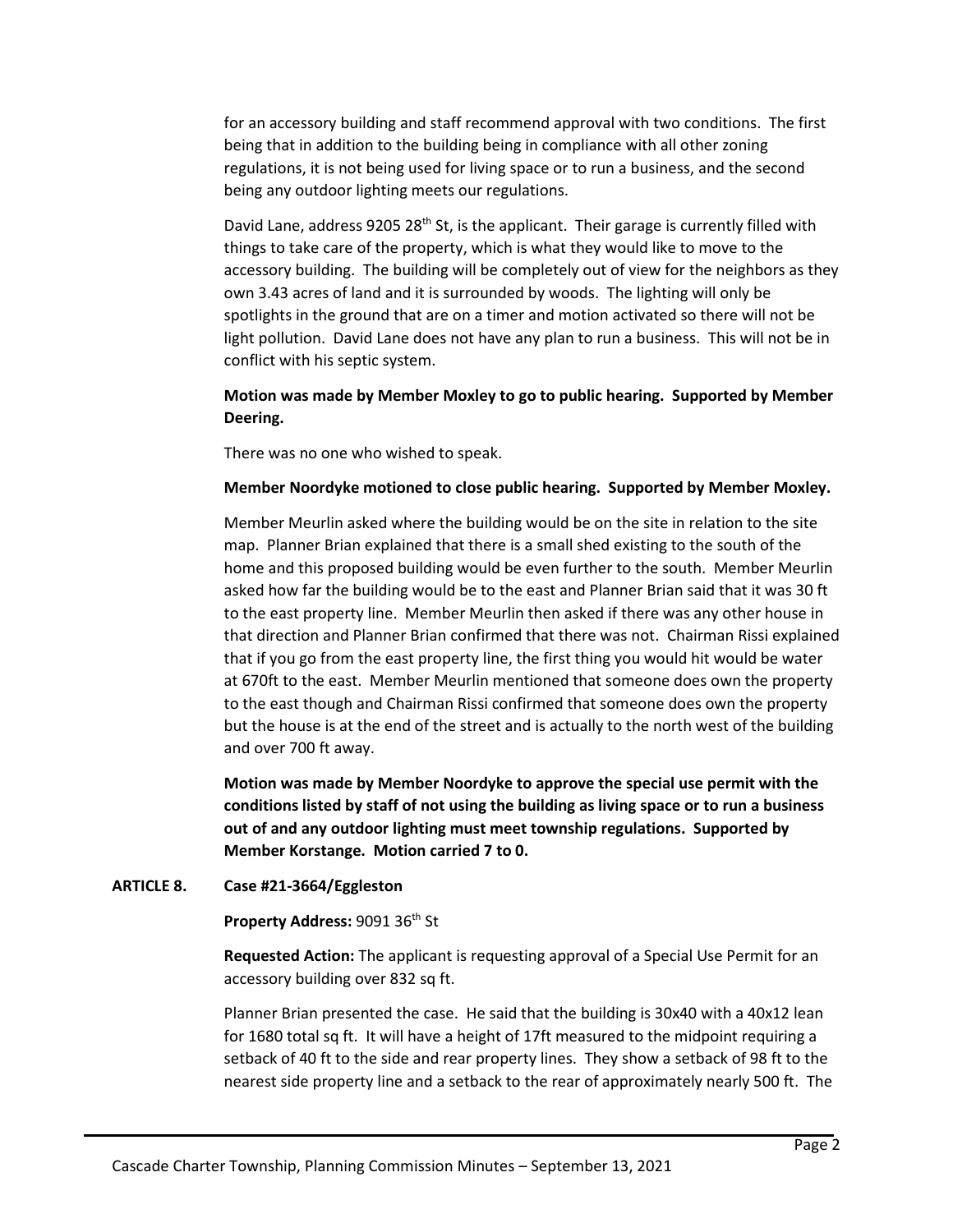for an accessory building and staff recommend approval with two conditions. The first being that in addition to the building being in compliance with all other zoning regulations, it is not being used for living space or to run a business, and the second being any outdoor lighting meets our regulations.

David Lane, address 9205 28th St, is the applicant. Their garage is currently filled with things to take care of the property, which is what they would like to move to the accessory building. The building will be completely out of view for the neighbors as they own 3.43 acres of land and it is surrounded by woods. The lighting will only be spotlights in the ground that are on a timer and motion activated so there will not be light pollution. David Lane does not have any plan to run a business. This will not be in conflict with his septic system.

**Motion was made by Member Moxley to go to public hearing. Supported by Member Deering.**

There was no one who wished to speak.

**Member Noordyke motioned to close public hearing. Supported by Member Moxley.**

Member Meurlin asked where the building would be on the site in relation to the site map. Planner Brian explained that there is a small shed existing to the south of the home and this proposed building would be even further to the south. Member Meurlin asked how far the building would be to the east and Planner Brian said that it was 30 ft to the east property line. Member Meurlin then asked if there was any other house in that direction and Planner Brian confirmed that there was not. Chairman Rissi explained that if you go from the east property line, the first thing you would hit would be water at 670ft to the east. Member Meurlin mentioned that someone does own the property to the east though and Chairman Rissi confirmed that someone does own the property but the house is at the end of the street and is actually to the north west of the building and over 700 ft away.

**Motion was made by Member Noordyke to approve the special use permit with the conditions listed by staff of not using the building as living space or to run a business out of and any outdoor lighting must meet township regulations. Supported by Member Korstange. Motion carried 7 to 0.**

**ARTICLE 8. Case #21-3664/Eggleston**

**Property Address:** 9091 36th St

**Requested Action:** The applicant is requesting approval of a Special Use Permit for an accessory building over 832 sq ft.

Planner Brian presented the case. He said that the building is 30x40 with a 40x12 lean for 1680 total sq ft. It will have a height of 17ft measured to the midpoint requiring a setback of 40 ft to the side and rear property lines. They show a setback of 98 ft to the nearest side property line and a setback to the rear of approximately nearly 500 ft. The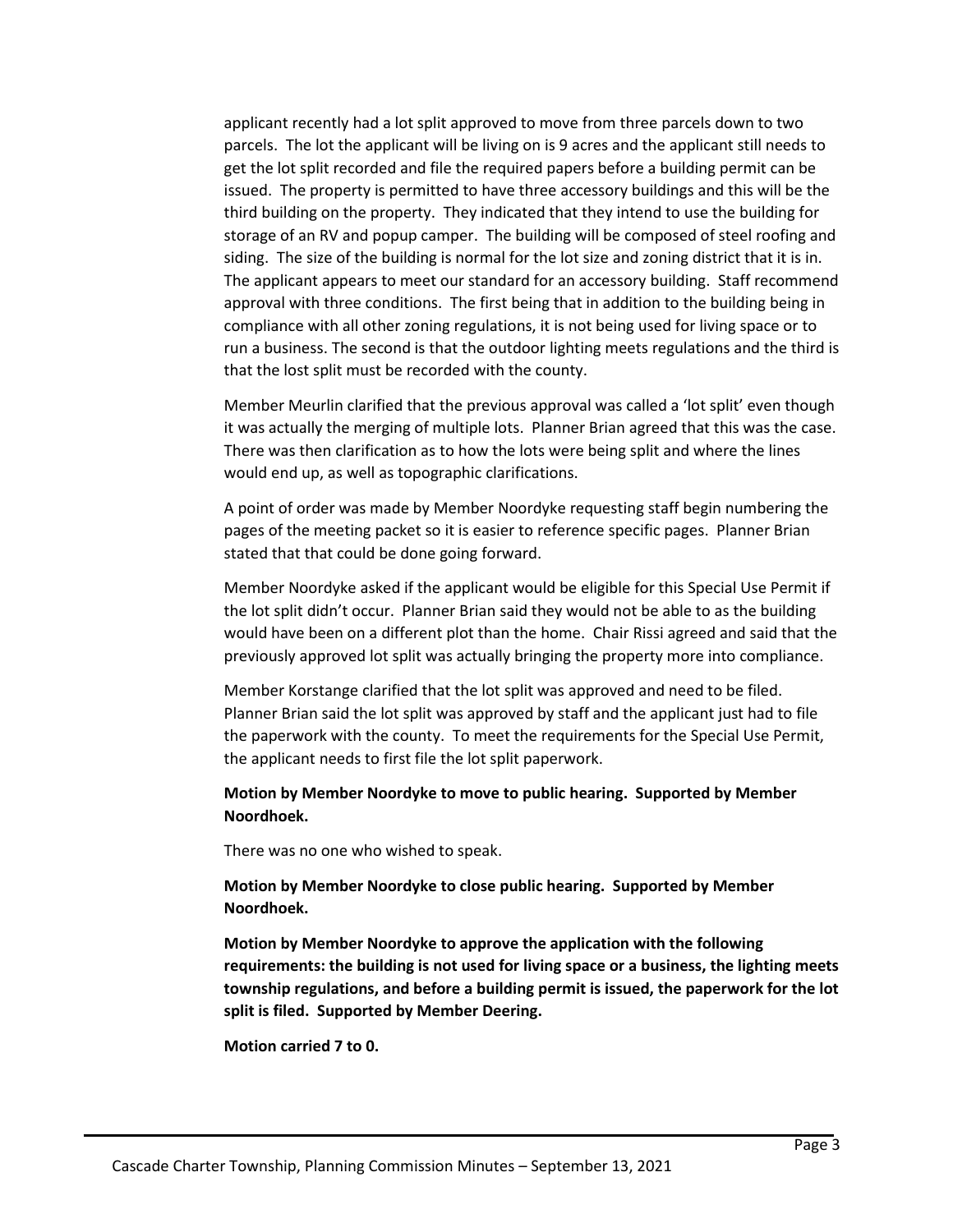applicant recently had a lot split approved to move from three parcels down to two parcels. The lot the applicant will be living on is 9 acres and the applicant still needs to get the lot split recorded and file the required papers before a building permit can be issued. The property is permitted to have three accessory buildings and this will be the third building on the property. They indicated that they intend to use the building for storage of an RV and popup camper. The building will be composed of steel roofing and siding. The size of the building is normal for the lot size and zoning district that it is in. The applicant appears to meet our standard for an accessory building. Staff recommend approval with three conditions. The first being that in addition to the building being in compliance with all other zoning regulations, it is not being used for living space or to run a business. The second is that the outdoor lighting meets regulations and the third is that the lost split must be recorded with the county.

Member Meurlin clarified that the previous approval was called a 'lot split' even though it was actually the merging of multiple lots. Planner Brian agreed that this was the case. There was then clarification as to how the lots were being split and where the lines would end up, as well as topographic clarifications.

A point of order was made by Member Noordyke requesting staff begin numbering the pages of the meeting packet so it is easier to reference specific pages. Planner Brian stated that that could be done going forward.

Member Noordyke asked if the applicant would be eligible for this Special Use Permit if the lot split didn't occur. Planner Brian said they would not be able to as the building would have been on a different plot than the home. Chair Rissi agreed and said that the previously approved lot split was actually bringing the property more into compliance.

Member Korstange clarified that the lot split was approved and need to be filed. Planner Brian said the lot split was approved by staff and the applicant just had to file the paperwork with the county. To meet the requirements for the Special Use Permit, the applicant needs to first file the lot split paperwork.

**Motion by Member Noordyke to move to public hearing. Supported by Member Noordhoek.**

There was no one who wished to speak.

**Motion by Member Noordyke to close public hearing. Supported by Member Noordhoek.**

**Motion by Member Noordyke to approve the application with the following requirements: the building is not used for living space or a business, the lighting meets township regulations, and before a building permit is issued, the paperwork for the lot split is filed. Supported by Member Deering.**

**Motion carried 7 to 0.**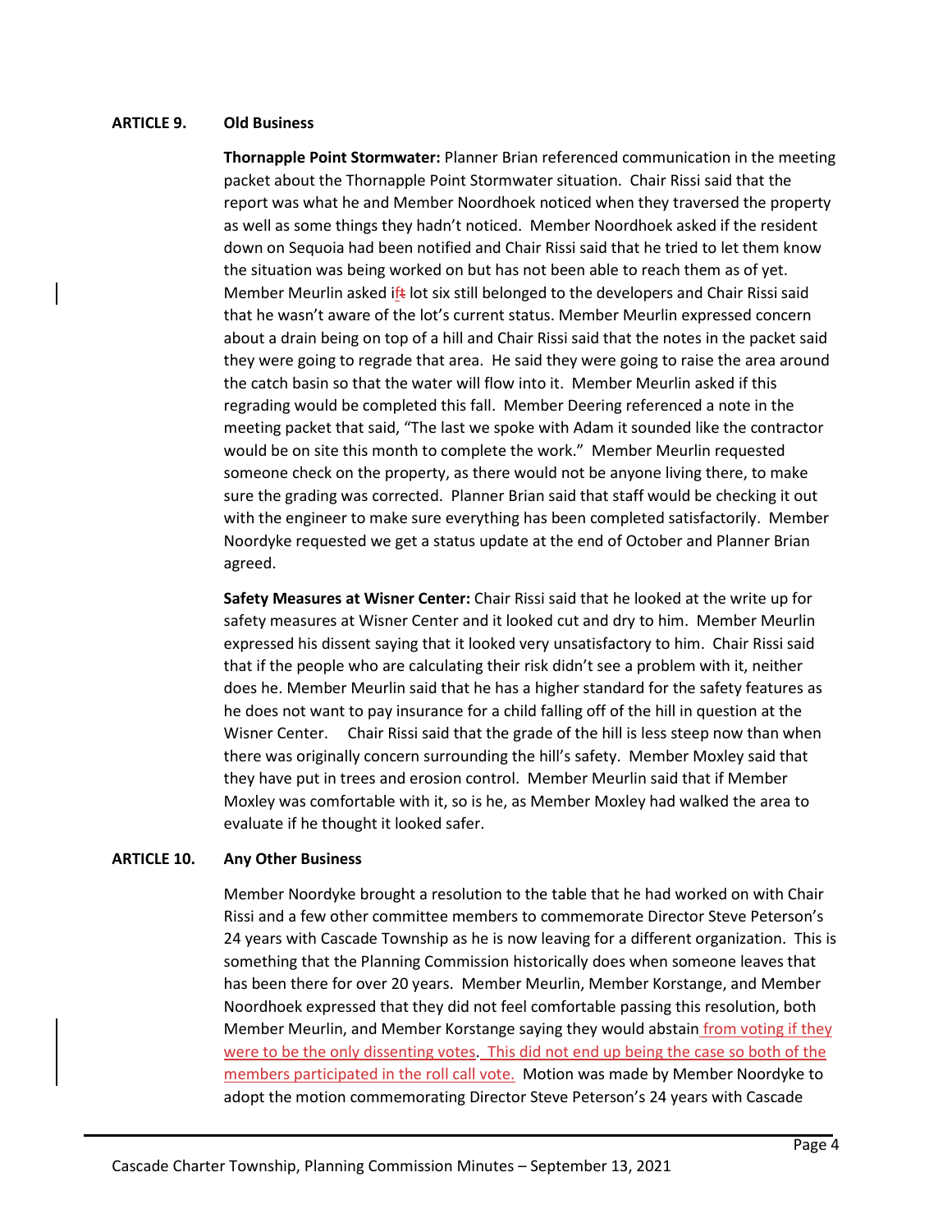**ARTICLE 9. Old Business**

**Thornapple Point Stormwater:** Planner Brian referenced communication in the meeting packet about the Thornapple Point Stormwater situation. Chair Rissi said that the report was what he and Member Noordhoek noticed when they traversed the property as well as some things they hadn't noticed. Member Noordhoek asked if the resident down on Sequoia had been notified and Chair Rissi said that he tried to let them know the situation was being worked on but has not been able to reach them as of yet. Member Meurlin asked if lot six still belonged to the developers and Chair Rissi said that he wasn't aware of the lot's current status. Member Meurlin expressed concern about a drain being on top of a hill and Chair Rissi said that the notes in the packet said they were going to regrade that area. He said they were going to raise the area around the catch basin so that the water will flow into it. Member Meurlin asked if this regrading would be completed this fall. Member Deering referenced a note in the meeting packet that said, "The last we spoke with Adam it sounded like the contractor would be on site this month to complete the work." Member Meurlin requested someone check on the property, as there would not be anyone living there, to make sure the grading was corrected. Planner Brian said that staff would be checking it out with the engineer to make sure everything has been completed satisfactorily. Member Noordyke requested we get a status update at the end of October and Planner Brian agreed.

**Safety Measures at Wisner Center:** Chair Rissi said that he looked at the write up for safety measures at Wisner Center and it looked cut and dry to him. Member Meurlin expressed his dissent saying that it looked very unsatisfactory to him. Chair Rissi said that if the people who are calculating their risk didn't see a problem with it, neither does he. Member Meurlin said that he has a higher standard for the safety features as he does not want to pay insurance for a child falling off of the hill in question at the Wisner Center. Chair Rissi said that the grade of the hill is less steep now than when there was originally concern surrounding the hill's safety. Member Moxley said that they have put in trees and erosion control. Member Meurlin said that if Member Moxley was comfortable with it, so is he, as Member Moxley had walked the area to evaluate if he thought it looked safer.

**ARTICLE 10. Any Other Business**

Member Noordyke brought a resolution to the table that he had worked on with Chair Rissi and a few other committee members to commemorate Director Steve Peterson's 24 years with Cascade Township as he is now leaving for a different organization. This is something that the Planning Commission historically does when someone leaves that has been there for over 20 years. Member Meurlin, Member Korstange, and Member Noordhoek expressed that they did not feel comfortable passing this resolution, both Member Meurlin, and Member Korstange saying they would abstain from voting if they were to be the only dissenting votes. This did not end up being the case so both of the members participated in the roll call vote. Motion was made by Member Noordyke to adopt the motion commemorating Director Steve Peterson's 24 years with Cascade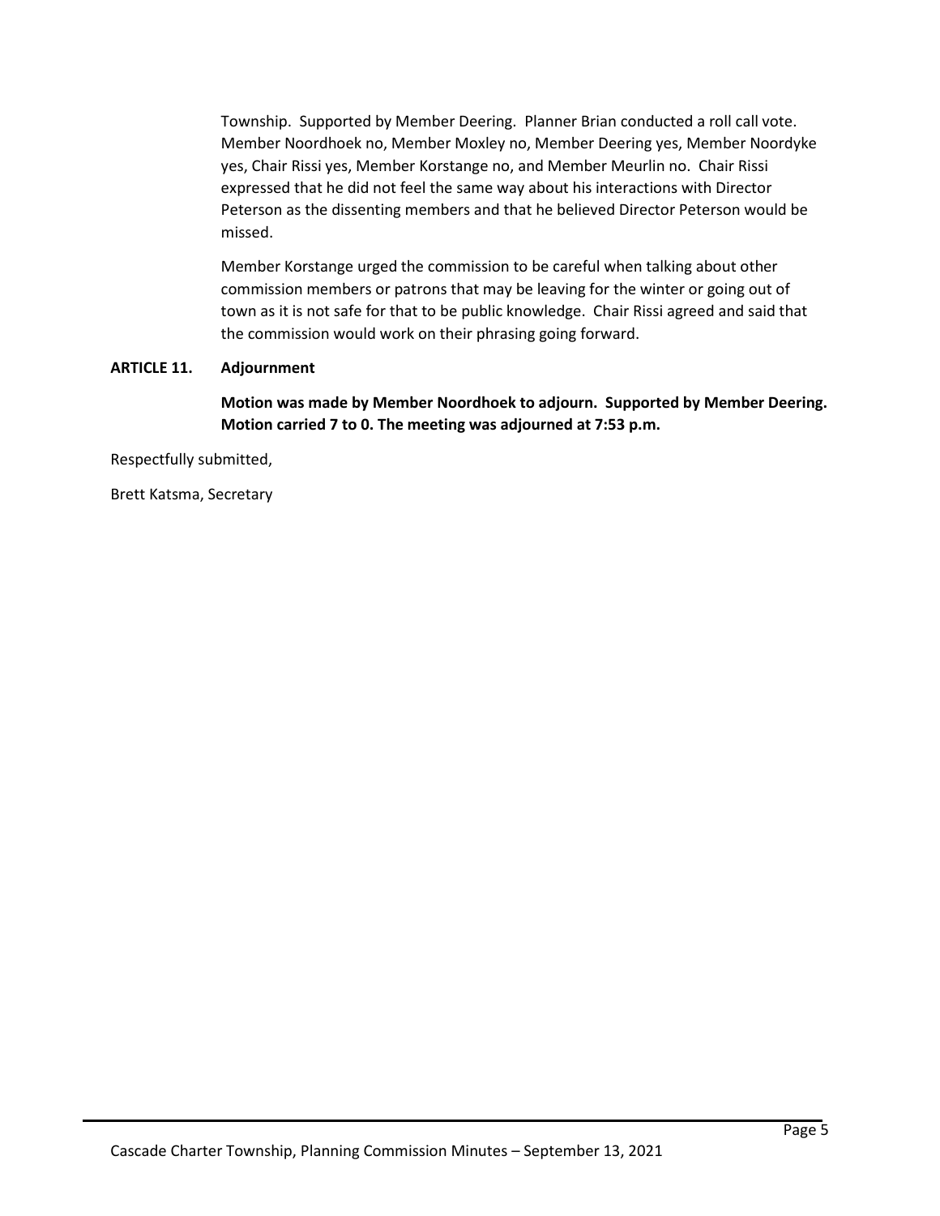Township. Supported by Member Deering. Planner Brian conducted a roll call vote. Member Noordhoek no, Member Moxley no, Member Deering yes, Member Noordyke yes, Chair Rissi yes, Member Korstange no, and Member Meurlin no. Chair Rissi expressed that he did not feel the same way about his interactions with Director Peterson as the dissenting members and that he believed Director Peterson would be missed.

Member Korstange urged the commission to be careful when talking about other commission members or patrons that may be leaving for the winter or going out of town as it is not safe for that to be public knowledge. Chair Rissi agreed and said that the commission would work on their phrasing going forward.

**ARTICLE 11. Adjournment**

**Motion was made by Member Noordhoek to adjourn. Supported by Member Deering. Motion carried 7 to 0. The meeting was adjourned at 7:53 p.m.**

Respectfully submitted,

Brett Katsma, Secretary